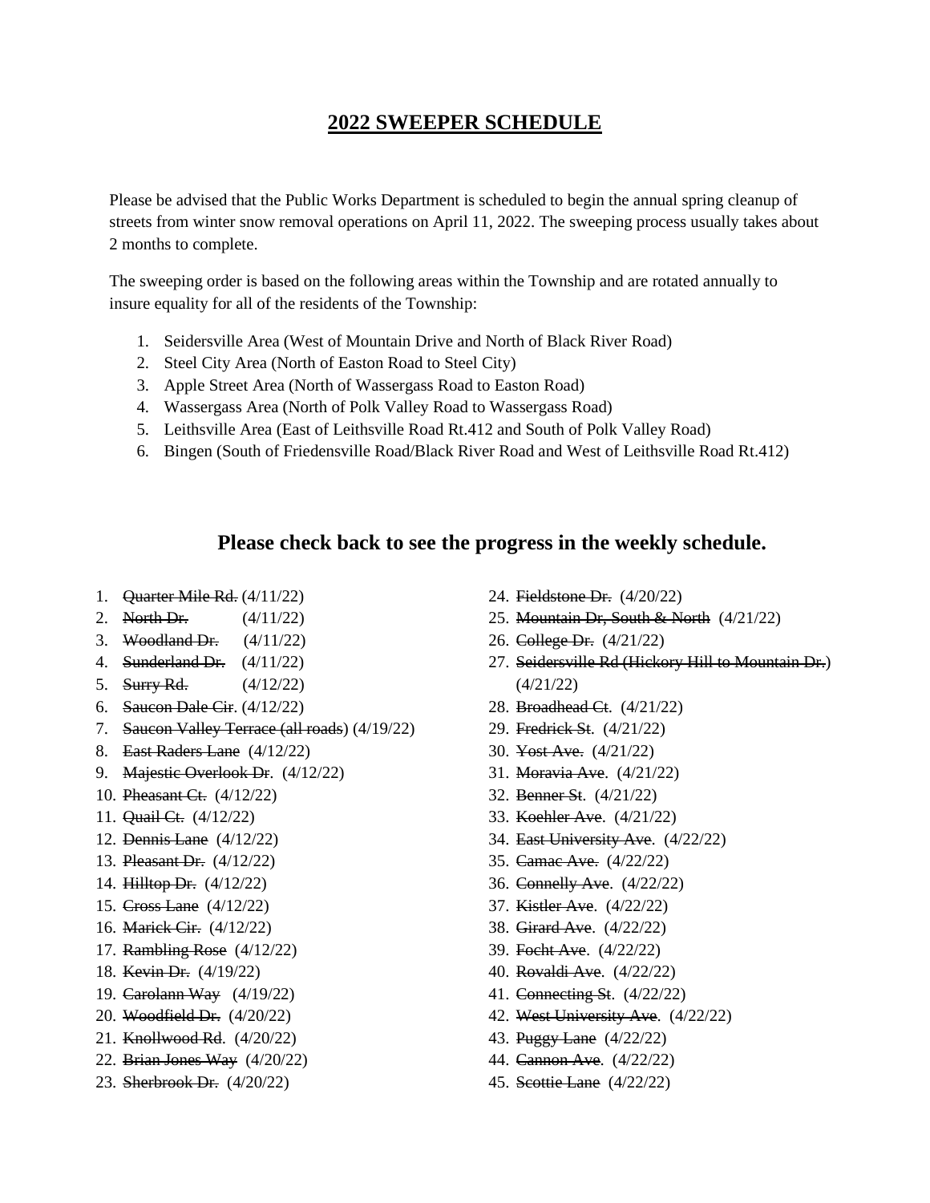# 2022 SWEEPER SCHEDULE

Please be advised that the Public Works Department is scheduled to begin the annual spring cleanup of streets from winter snow removal operations on April 11, 2022. The sweeping process usually takes about 2 months to complete.

The sweeping order is based on the following areas within the Township and are rotated annually to insure equality for all of the residents of the Township:

1. Seidersville Area (West of Mountain Drive and North of Black River Road)
2. Steel City Area (North of Easton Road to Steel City)
3. Apple Street Area (North of Wassergass Road to Easton Road)
4. Wassergass Area (North of Polk Valley Road to Wassergass Road)
5. Leithsville Area (East of Leithsville Road Rt.412 and South of Polk Valley Road)
6. Bingen (South of Friedensville Road/Black River Road and West of Leithsville Road Rt.412)

## Please check back to see the progress in the weekly schedule.

1. ~~Quarter Mile Rd.~~ (4/11/22)
2. ~~North Dr.~~ (4/11/22)
3. ~~Woodland Dr.~~ (4/11/22)
4. ~~Sunderland Dr.~~ (4/11/22)
5. ~~Surry Rd.~~ (4/12/22)
6. ~~Saucon Dale Cir~~. (4/12/22)
7. ~~Saucon Valley Terrace (all roads~~) (4/19/22)
8. ~~East Raders Lane~~ (4/12/22)
9. ~~Majestic Overlook Dr~~. (4/12/22)
10. ~~Pheasant Ct.~~ (4/12/22)
11. ~~Quail Ct.~~ (4/12/22)
12. ~~Dennis Lane~~ (4/12/22)
13. ~~Pleasant Dr.~~ (4/12/22)
14. ~~Hilltop Dr.~~ (4/12/22)
15. ~~Cross Lane~~ (4/12/22)
16. ~~Marick Cir.~~ (4/12/22)
17. ~~Rambling Rose~~ (4/12/22)
18. ~~Kevin Dr.~~ (4/19/22)
19. ~~Carolann Way~~ (4/19/22)
20. ~~Woodfield Dr.~~ (4/20/22)
21. ~~Knollwood Rd~~. (4/20/22)
22. ~~Brian Jones Way~~ (4/20/22)
23. ~~Sherbrook Dr.~~ (4/20/22)
24. ~~Fieldstone Dr.~~ (4/20/22)
25. ~~Mountain Dr, South & North~~ (4/21/22)
26. ~~College Dr.~~ (4/21/22)
27. ~~Seidersville Rd (Hickory Hill to Mountain Dr.~~) (4/21/22)
28. ~~Broadhead Ct~~. (4/21/22)
29. ~~Fredrick St~~. (4/21/22)
30. ~~Yost Ave.~~ (4/21/22)
31. ~~Moravia Ave~~. (4/21/22)
32. ~~Benner St~~. (4/21/22)
33. ~~Koehler Ave~~. (4/21/22)
34. ~~East University Ave~~. (4/22/22)
35. ~~Camac Ave.~~ (4/22/22)
36. ~~Connelly Ave~~. (4/22/22)
37. ~~Kistler Ave~~. (4/22/22)
38. ~~Girard Ave~~. (4/22/22)
39. ~~Focht Ave~~. (4/22/22)
40. ~~Rovaldi Ave~~. (4/22/22)
41. ~~Connecting St~~. (4/22/22)
42. ~~West University Ave~~. (4/22/22)
43. ~~Puggy Lane~~ (4/22/22)
44. ~~Cannon Ave~~. (4/22/22)
45. ~~Scottie Lane~~ (4/22/22)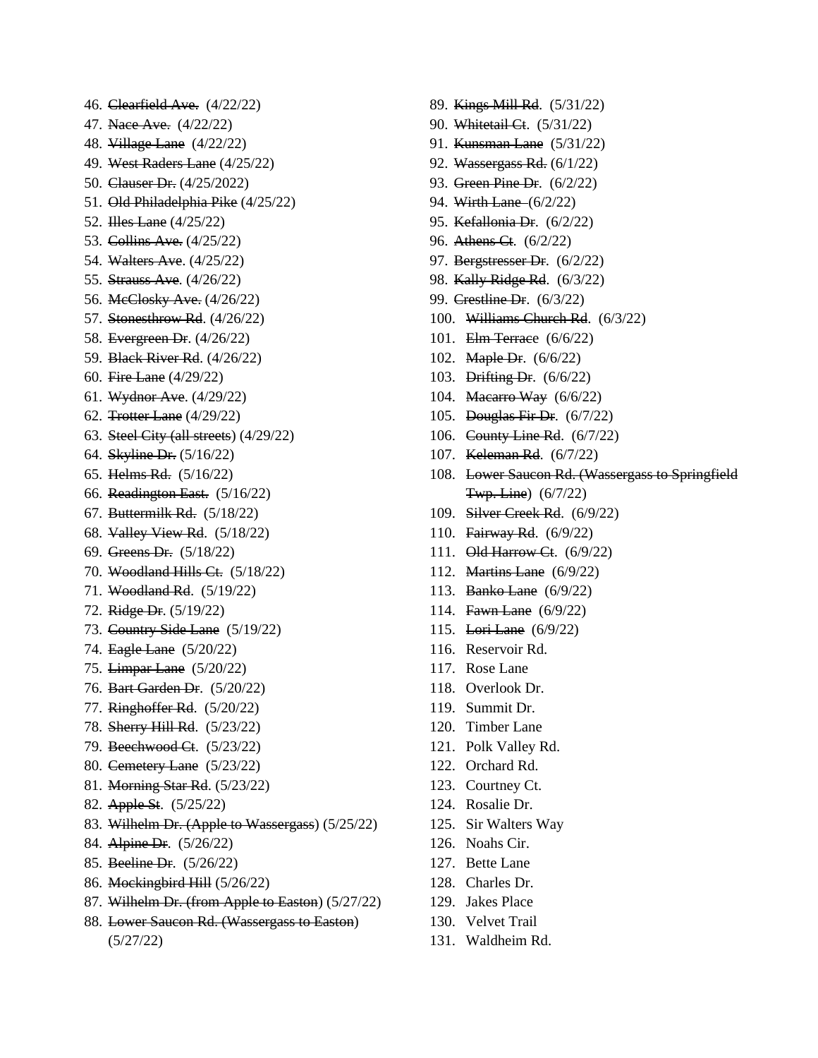46. ~~Clearfield Ave.~~ (4/22/22)
47. ~~Nace Ave.~~ (4/22/22)
48. ~~Village Lane~~ (4/22/22)
49. ~~West Raders Lane~~ (4/25/22)
50. ~~Clauser Dr.~~ (4/25/2022)
51. ~~Old Philadelphia Pike~~ (4/25/22)
52. ~~Illes Lane~~ (4/25/22)
53. ~~Collins Ave.~~ (4/25/22)
54. ~~Walters Ave~~. (4/25/22)
55. ~~Strauss Ave~~. (4/26/22)
56. ~~McClosky Ave.~~ (4/26/22)
57. ~~Stonesthrow Rd~~. (4/26/22)
58. ~~Evergreen Dr~~. (4/26/22)
59. ~~Black River Rd~~. (4/26/22)
60. ~~Fire Lane~~ (4/29/22)
61. ~~Wydnor Ave~~. (4/29/22)
62. ~~Trotter Lane~~ (4/29/22)
63. ~~Steel City (all streets)~~ (4/29/22)
64. ~~Skyline Dr.~~ (5/16/22)
65. ~~Helms Rd.~~ (5/16/22)
66. ~~Readington East.~~ (5/16/22)
67. ~~Buttermilk Rd.~~ (5/18/22)
68. ~~Valley View Rd~~. (5/18/22)
69. ~~Greens Dr.~~ (5/18/22)
70. ~~Woodland Hills Ct.~~ (5/18/22)
71. ~~Woodland Rd~~. (5/19/22)
72. ~~Ridge Dr~~. (5/19/22)
73. ~~Country Side Lane~~ (5/19/22)
74. ~~Eagle Lane~~ (5/20/22)
75. ~~Limpar Lane~~ (5/20/22)
76. ~~Bart Garden Dr~~. (5/20/22)
77. ~~Ringhoffer Rd~~. (5/20/22)
78. ~~Sherry Hill Rd~~. (5/23/22)
79. ~~Beechwood Ct~~. (5/23/22)
80. ~~Cemetery Lane~~ (5/23/22)
81. ~~Morning Star Rd~~. (5/23/22)
82. ~~Apple St~~. (5/25/22)
83. ~~Wilhelm Dr. (Apple to Wassergass~~) (5/25/22)
84. ~~Alpine Dr~~. (5/26/22)
85. ~~Beeline Dr~~. (5/26/22)
86. ~~Mockingbird Hill~~ (5/26/22)
87. ~~Wilhelm Dr. (from Apple to Easton~~) (5/27/22)
88. ~~Lower Saucon Rd. (Wassergass to Easton~~) (5/27/22)
89. ~~Kings Mill Rd~~. (5/31/22)
90. ~~Whitetail Ct~~. (5/31/22)
91. ~~Kunsman Lane~~ (5/31/22)
92. ~~Wassergass Rd.~~ (6/1/22)
93. ~~Green Pine Dr~~. (6/2/22)
94. ~~Wirth Lane~~ (6/2/22)
95. ~~Kefallonia Dr~~. (6/2/22)
96. ~~Athens Ct~~. (6/2/22)
97. ~~Bergstresser Dr~~. (6/2/22)
98. ~~Kally Ridge Rd~~. (6/3/22)
99. ~~Crestline Dr~~. (6/3/22)
100. ~~Williams Church Rd~~. (6/3/22)
101. ~~Elm Terrace~~ (6/6/22)
102. ~~Maple Dr~~. (6/6/22)
103. ~~Drifting Dr~~. (6/6/22)
104. ~~Macarro Way~~ (6/6/22)
105. ~~Douglas Fir Dr~~. (6/7/22)
106. ~~County Line Rd~~. (6/7/22)
107. ~~Keleman Rd~~. (6/7/22)
108. ~~Lower Saucon Rd. (Wassergass to Springfield Twp. Line~~) (6/7/22)
109. ~~Silver Creek Rd~~. (6/9/22)
110. ~~Fairway Rd~~. (6/9/22)
111. ~~Old Harrow Ct~~. (6/9/22)
112. ~~Martins Lane~~ (6/9/22)
113. ~~Banko Lane~~ (6/9/22)
114. ~~Fawn Lane~~ (6/9/22)
115. ~~Lori Lane~~ (6/9/22)
116. Reservoir Rd.
117. Rose Lane
118. Overlook Dr.
119. Summit Dr.
120. Timber Lane
121. Polk Valley Rd.
122. Orchard Rd.
123. Courtney Ct.
124. Rosalie Dr.
125. Sir Walters Way
126. Noahs Cir.
127. Bette Lane
128. Charles Dr.
129. Jakes Place
130. Velvet Trail
131. Waldheim Rd.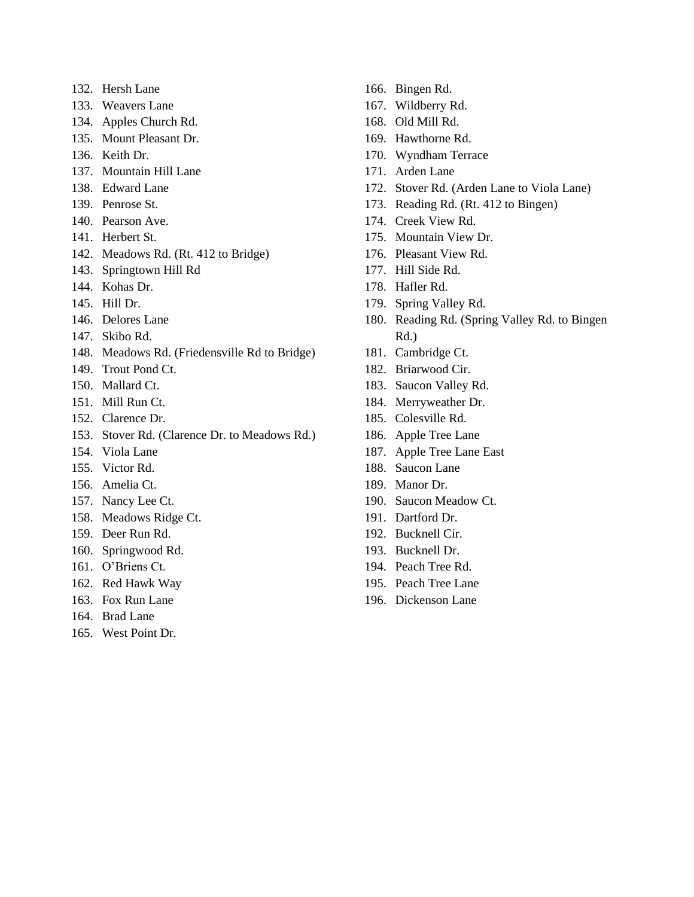132. Hersh Lane
133. Weavers Lane
134. Apples Church Rd.
135. Mount Pleasant Dr.
136. Keith Dr.
137. Mountain Hill Lane
138. Edward Lane
139. Penrose St.
140. Pearson Ave.
141. Herbert St.
142. Meadows Rd. (Rt. 412 to Bridge)
143. Springtown Hill Rd
144. Kohas Dr.
145. Hill Dr.
146. Delores Lane
147. Skibo Rd.
148. Meadows Rd. (Friedensville Rd to Bridge)
149. Trout Pond Ct.
150. Mallard Ct.
151. Mill Run Ct.
152. Clarence Dr.
153. Stover Rd. (Clarence Dr. to Meadows Rd.)
154. Viola Lane
155. Victor Rd.
156. Amelia Ct.
157. Nancy Lee Ct.
158. Meadows Ridge Ct.
159. Deer Run Rd.
160. Springwood Rd.
161. O'Briens Ct.
162. Red Hawk Way
163. Fox Run Lane
164. Brad Lane
165. West Point Dr.
166. Bingen Rd.
167. Wildberry Rd.
168. Old Mill Rd.
169. Hawthorne Rd.
170. Wyndham Terrace
171. Arden Lane
172. Stover Rd. (Arden Lane to Viola Lane)
173. Reading Rd. (Rt. 412 to Bingen)
174. Creek View Rd.
175. Mountain View Dr.
176. Pleasant View Rd.
177. Hill Side Rd.
178. Hafler Rd.
179. Spring Valley Rd.
180. Reading Rd. (Spring Valley Rd. to Bingen Rd.)
181. Cambridge Ct.
182. Briarwood Cir.
183. Saucon Valley Rd.
184. Merryweather Dr.
185. Colesville Rd.
186. Apple Tree Lane
187. Apple Tree Lane East
188. Saucon Lane
189. Manor Dr.
190. Saucon Meadow Ct.
191. Dartford Dr.
192. Bucknell Cir.
193. Bucknell Dr.
194. Peach Tree Rd.
195. Peach Tree Lane
196. Dickenson Lane